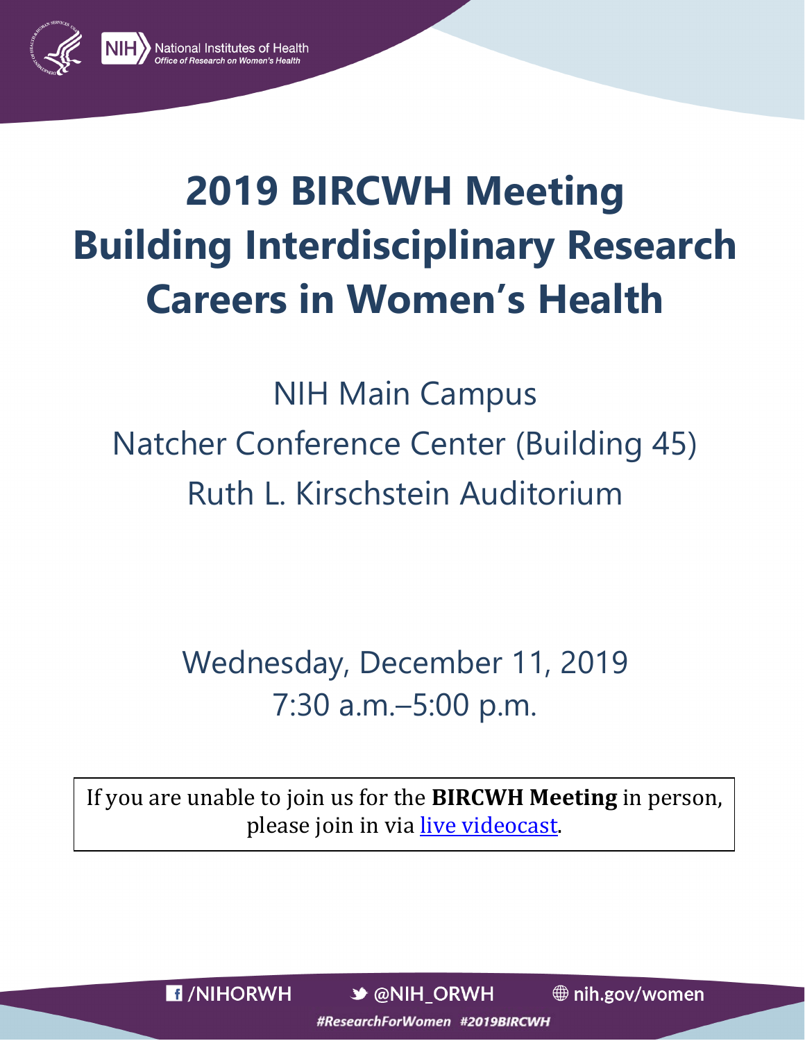National Institutes of Health
*Office of Research on Women's Health*

# 2019 BIRCWH Meeting
# Building Interdisciplinary Research Careers in Women's Health

NIH Main Campus
Natcher Conference Center (Building 45)
Ruth L. Kirschstein Auditorium

Wednesday, December 11, 2019
7:30 a.m.–5:00 p.m.

If you are unable to join us for the **BIRCWH Meeting** in person, please join in via live videocast.

/NIHORWH @NIH_ORWH nih.gov/women

*#ResearchForWomen #2019BIRCWH*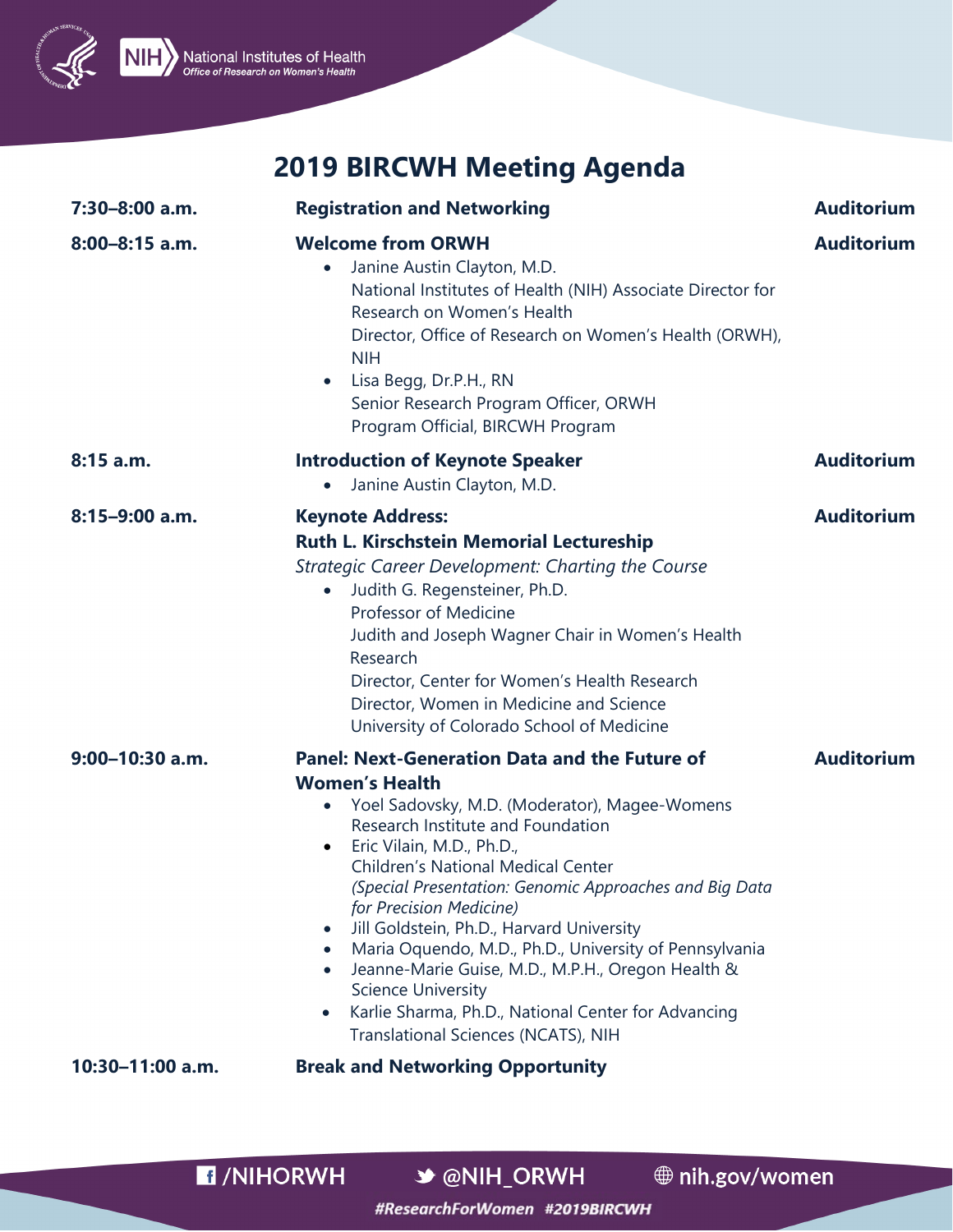# 2019 BIRCWH Meeting Agenda

| Time | Session | Location |
|---|---|---|
| **7:30–8:00 a.m.** | **Registration and Networking** | **Auditorium** |
| **8:00–8:15 a.m.** | **Welcome from ORWH**<br>• Janine Austin Clayton, M.D.<br>National Institutes of Health (NIH) Associate Director for Research on Women's Health<br>Director, Office of Research on Women's Health (ORWH), NIH<br>• Lisa Begg, Dr.P.H., RN<br>Senior Research Program Officer, ORWH<br>Program Official, BIRCWH Program | **Auditorium** |
| **8:15 a.m.** | **Introduction of Keynote Speaker**<br>• Janine Austin Clayton, M.D. | **Auditorium** |
| **8:15–9:00 a.m.** | **Keynote Address:**<br>**Ruth L. Kirschstein Memorial Lectureship**<br>*Strategic Career Development: Charting the Course*<br>• Judith G. Regensteiner, Ph.D.<br>Professor of Medicine<br>Judith and Joseph Wagner Chair in Women's Health Research<br>Director, Center for Women's Health Research<br>Director, Women in Medicine and Science<br>University of Colorado School of Medicine | **Auditorium** |
| **9:00–10:30 a.m.** | **Panel: Next-Generation Data and the Future of Women's Health**<br>• Yoel Sadovsky, M.D. (Moderator), Magee-Womens Research Institute and Foundation<br>• Eric Vilain, M.D., Ph.D., Children's National Medical Center *(Special Presentation: Genomic Approaches and Big Data for Precision Medicine)*<br>• Jill Goldstein, Ph.D., Harvard University<br>• Maria Oquendo, M.D., Ph.D., University of Pennsylvania<br>• Jeanne-Marie Guise, M.D., M.P.H., Oregon Health & Science University<br>• Karlie Sharma, Ph.D., National Center for Advancing Translational Sciences (NCATS), NIH | **Auditorium** |
| **10:30–11:00 a.m.** | **Break and Networking Opportunity** | |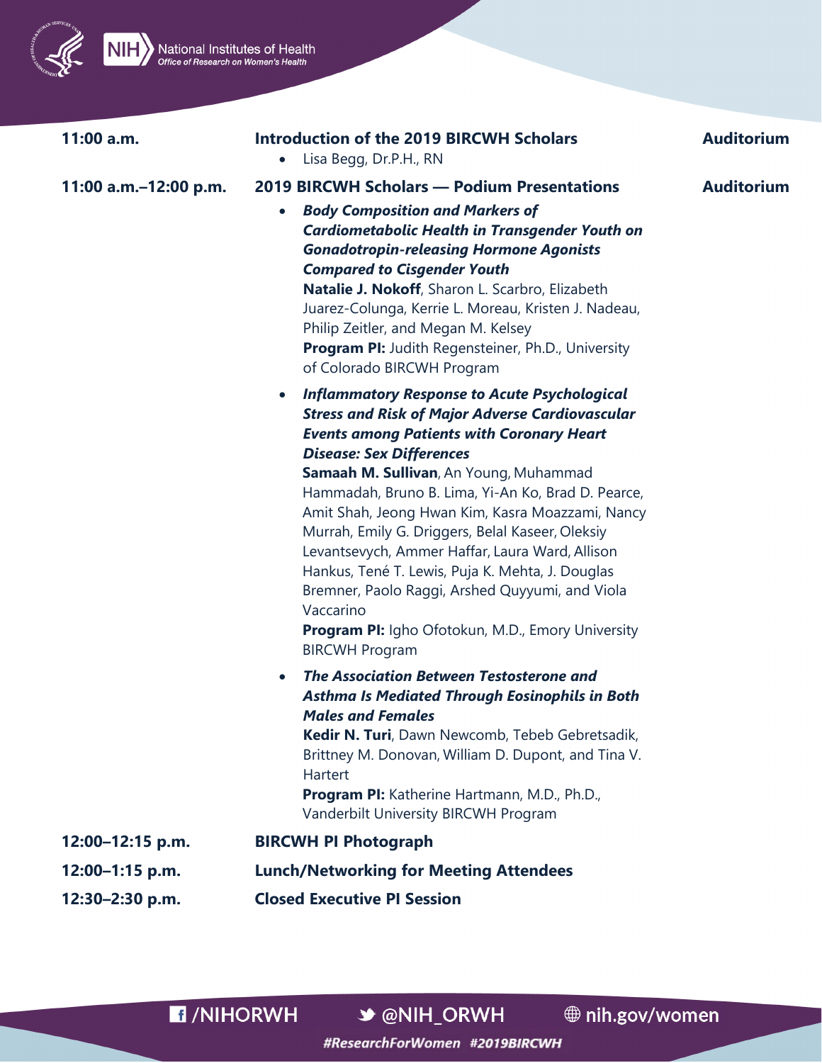| | | |
|---|---|---|
| **11:00 a.m.** | **Introduction of the 2019 BIRCWH Scholars**<br>• Lisa Begg, Dr.P.H., RN | **Auditorium** |
| **11:00 a.m.–12:00 p.m.** | **2019 BIRCWH Scholars — Podium Presentations**<br>• ***Body Composition and Markers of Cardiometabolic Health in Transgender Youth on Gonadotropin-releasing Hormone Agonists Compared to Cisgender Youth***<br>**Natalie J. Nokoff**, Sharon L. Scarbro, Elizabeth Juarez-Colunga, Kerrie L. Moreau, Kristen J. Nadeau, Philip Zeitler, and Megan M. Kelsey<br>**Program PI:** Judith Regensteiner, Ph.D., University of Colorado BIRCWH Program<br>• ***Inflammatory Response to Acute Psychological Stress and Risk of Major Adverse Cardiovascular Events among Patients with Coronary Heart Disease: Sex Differences***<br>**Samaah M. Sullivan**, An Young, Muhammad Hammadah, Bruno B. Lima, Yi-An Ko, Brad D. Pearce, Amit Shah, Jeong Hwan Kim, Kasra Moazzami, Nancy Murrah, Emily G. Driggers, Belal Kaseer, Oleksiy Levantsevych, Ammer Haffar, Laura Ward, Allison Hankus, Tené T. Lewis, Puja K. Mehta, J. Douglas Bremner, Paolo Raggi, Arshed Quyyumi, and Viola Vaccarino<br>**Program PI:** Igho Ofotokun, M.D., Emory University BIRCWH Program<br>• ***The Association Between Testosterone and Asthma Is Mediated Through Eosinophils in Both Males and Females***<br>**Kedir N. Turi**, Dawn Newcomb, Tebeb Gebretsadik, Brittney M. Donovan, William D. Dupont, and Tina V. Hartert<br>**Program PI:** Katherine Hartmann, M.D., Ph.D., Vanderbilt University BIRCWH Program | **Auditorium** |
| **12:00–12:15 p.m.** | **BIRCWH PI Photograph** | |
| **12:00–1:15 p.m.** | **Lunch/Networking for Meeting Attendees** | |
| **12:30–2:30 p.m.** | **Closed Executive PI Session** | |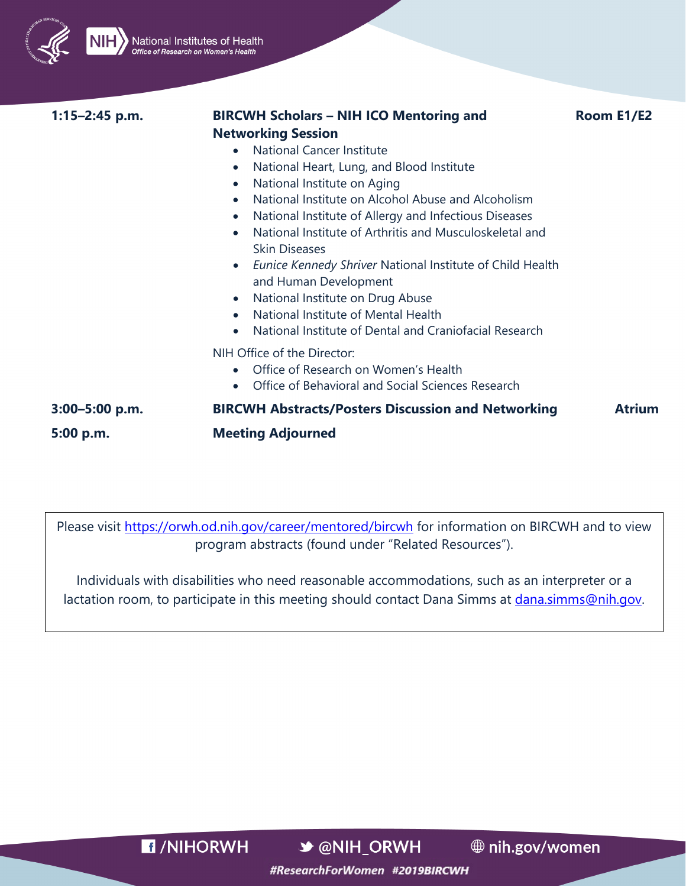**1:15–2:45 p.m.** | **BIRCWH Scholars – NIH ICO Mentoring and Networking Session** | **Room E1/E2**

- National Cancer Institute
- National Heart, Lung, and Blood Institute
- National Institute on Aging
- National Institute on Alcohol Abuse and Alcoholism
- National Institute of Allergy and Infectious Diseases
- National Institute of Arthritis and Musculoskeletal and Skin Diseases
- *Eunice Kennedy Shriver* National Institute of Child Health and Human Development
- National Institute on Drug Abuse
- National Institute of Mental Health
- National Institute of Dental and Craniofacial Research

NIH Office of the Director:

- Office of Research on Women's Health
- Office of Behavioral and Social Sciences Research

**3:00–5:00 p.m.** | **BIRCWH Abstracts/Posters Discussion and Networking** | **Atrium**

**5:00 p.m.** | **Meeting Adjourned**

Please visit https://orwh.od.nih.gov/career/mentored/bircwh for information on BIRCWH and to view program abstracts (found under "Related Resources").

Individuals with disabilities who need reasonable accommodations, such as an interpreter or a lactation room, to participate in this meeting should contact Dana Simms at dana.simms@nih.gov.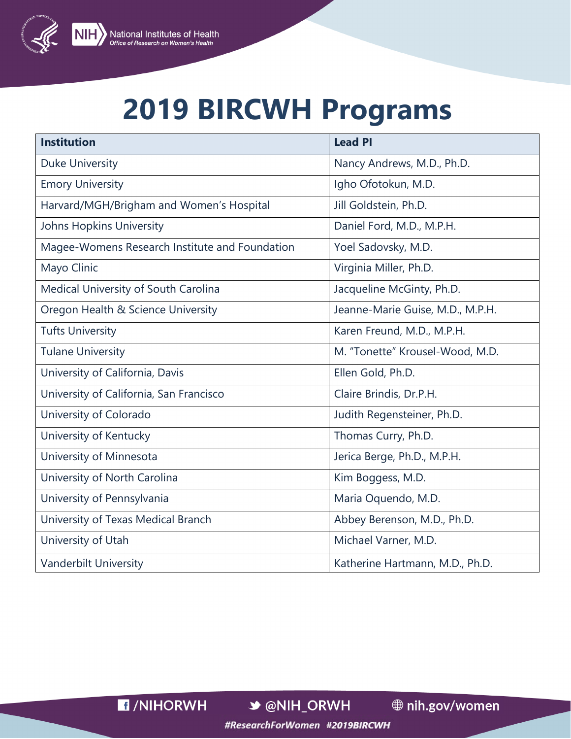# 2019 BIRCWH Programs

| Institution | Lead PI |
| --- | --- |
| Duke University | Nancy Andrews, M.D., Ph.D. |
| Emory University | Igho Ofotokun, M.D. |
| Harvard/MGH/Brigham and Women's Hospital | Jill Goldstein, Ph.D. |
| Johns Hopkins University | Daniel Ford, M.D., M.P.H. |
| Magee-Womens Research Institute and Foundation | Yoel Sadovsky, M.D. |
| Mayo Clinic | Virginia Miller, Ph.D. |
| Medical University of South Carolina | Jacqueline McGinty, Ph.D. |
| Oregon Health & Science University | Jeanne-Marie Guise, M.D., M.P.H. |
| Tufts University | Karen Freund, M.D., M.P.H. |
| Tulane University | M. "Tonette" Krousel-Wood, M.D. |
| University of California, Davis | Ellen Gold, Ph.D. |
| University of California, San Francisco | Claire Brindis, Dr.P.H. |
| University of Colorado | Judith Regensteiner, Ph.D. |
| University of Kentucky | Thomas Curry, Ph.D. |
| University of Minnesota | Jerica Berge, Ph.D., M.P.H. |
| University of North Carolina | Kim Boggess, M.D. |
| University of Pennsylvania | Maria Oquendo, M.D. |
| University of Texas Medical Branch | Abbey Berenson, M.D., Ph.D. |
| University of Utah | Michael Varner, M.D. |
| Vanderbilt University | Katherine Hartmann, M.D., Ph.D. |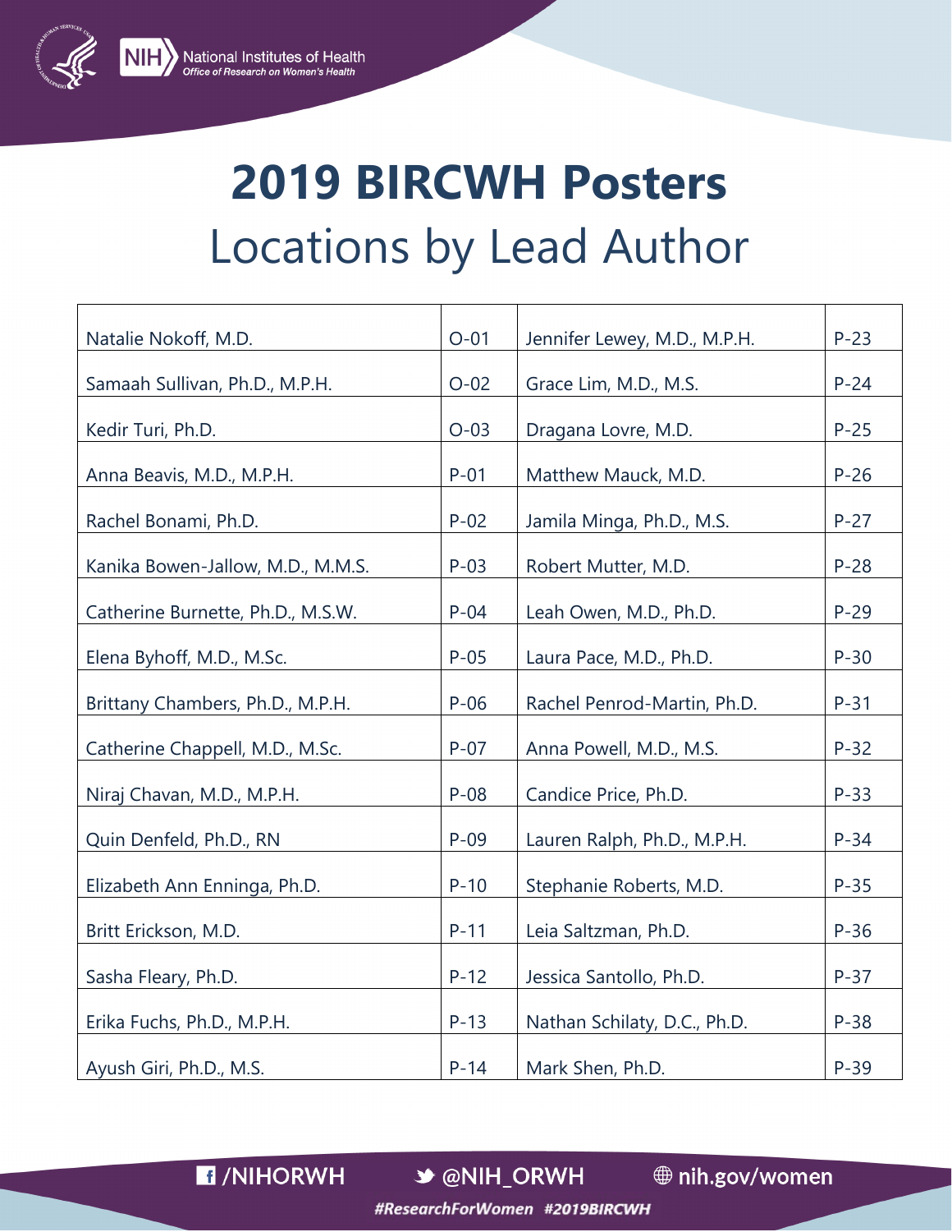# 2019 BIRCWH Posters

## Locations by Lead Author

| | | | |
|---|---|---|---|
| Natalie Nokoff, M.D. | O-01 | Jennifer Lewey, M.D., M.P.H. | P-23 |
| Samaah Sullivan, Ph.D., M.P.H. | O-02 | Grace Lim, M.D., M.S. | P-24 |
| Kedir Turi, Ph.D. | O-03 | Dragana Lovre, M.D. | P-25 |
| Anna Beavis, M.D., M.P.H. | P-01 | Matthew Mauck, M.D. | P-26 |
| Rachel Bonami, Ph.D. | P-02 | Jamila Minga, Ph.D., M.S. | P-27 |
| Kanika Bowen-Jallow, M.D., M.M.S. | P-03 | Robert Mutter, M.D. | P-28 |
| Catherine Burnette, Ph.D., M.S.W. | P-04 | Leah Owen, M.D., Ph.D. | P-29 |
| Elena Byhoff, M.D., M.Sc. | P-05 | Laura Pace, M.D., Ph.D. | P-30 |
| Brittany Chambers, Ph.D., M.P.H. | P-06 | Rachel Penrod-Martin, Ph.D. | P-31 |
| Catherine Chappell, M.D., M.Sc. | P-07 | Anna Powell, M.D., M.S. | P-32 |
| Niraj Chavan, M.D., M.P.H. | P-08 | Candice Price, Ph.D. | P-33 |
| Quin Denfeld, Ph.D., RN | P-09 | Lauren Ralph, Ph.D., M.P.H. | P-34 |
| Elizabeth Ann Enninga, Ph.D. | P-10 | Stephanie Roberts, M.D. | P-35 |
| Britt Erickson, M.D. | P-11 | Leia Saltzman, Ph.D. | P-36 |
| Sasha Fleary, Ph.D. | P-12 | Jessica Santollo, Ph.D. | P-37 |
| Erika Fuchs, Ph.D., M.P.H. | P-13 | Nathan Schilaty, D.C., Ph.D. | P-38 |
| Ayush Giri, Ph.D., M.S. | P-14 | Mark Shen, Ph.D. | P-39 |

/NIHORWH @NIH_ORWH nih.gov/women

*#ResearchForWomen #2019BIRCWH*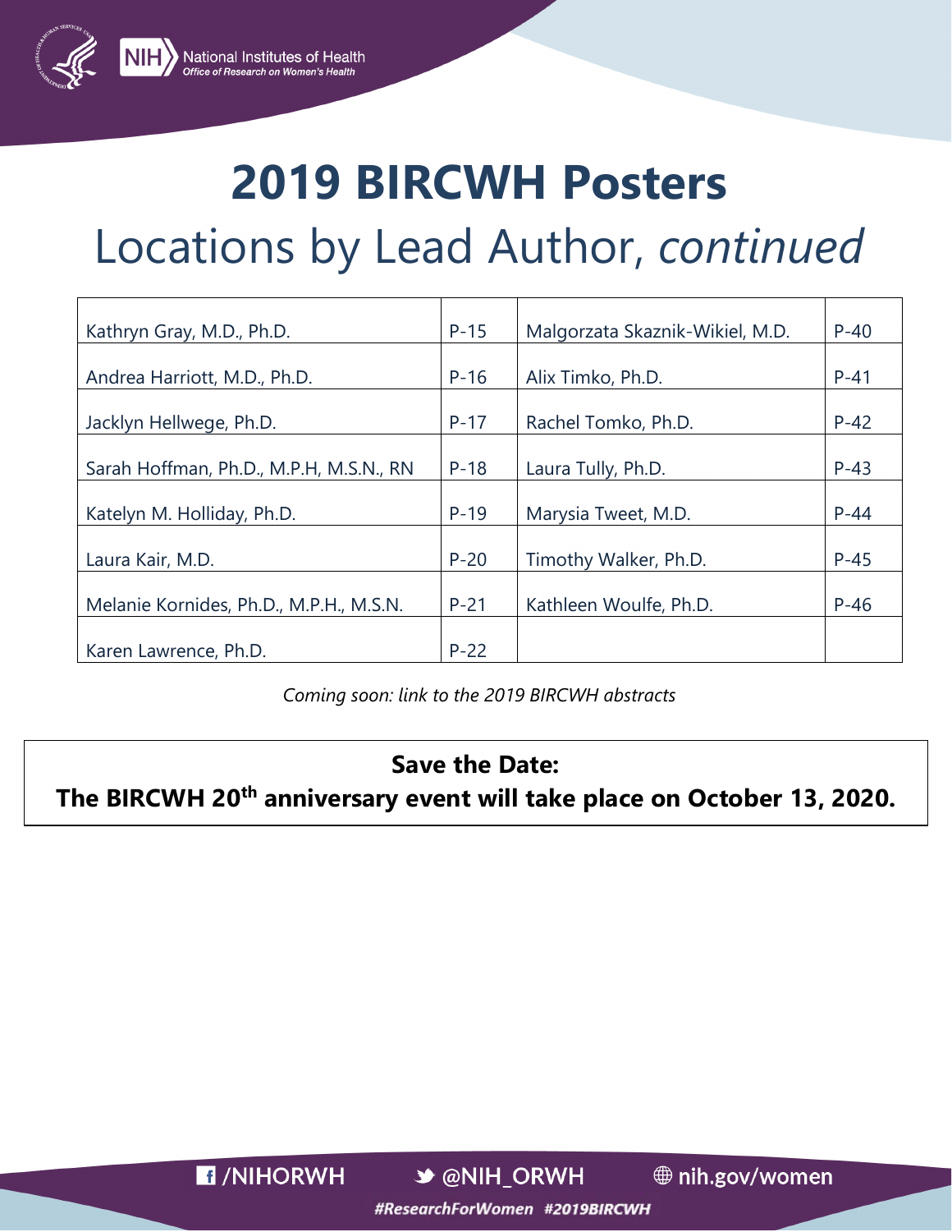# 2019 BIRCWH Posters

## Locations by Lead Author, *continued*

| | | | |
|---|---|---|---|
| Kathryn Gray, M.D., Ph.D. | P-15 | Malgorzata Skaznik-Wikiel, M.D. | P-40 |
| Andrea Harriott, M.D., Ph.D. | P-16 | Alix Timko, Ph.D. | P-41 |
| Jacklyn Hellwege, Ph.D. | P-17 | Rachel Tomko, Ph.D. | P-42 |
| Sarah Hoffman, Ph.D., M.P.H, M.S.N., RN | P-18 | Laura Tully, Ph.D. | P-43 |
| Katelyn M. Holliday, Ph.D. | P-19 | Marysia Tweet, M.D. | P-44 |
| Laura Kair, M.D. | P-20 | Timothy Walker, Ph.D. | P-45 |
| Melanie Kornides, Ph.D., M.P.H., M.S.N. | P-21 | Kathleen Woulfe, Ph.D. | P-46 |
| Karen Lawrence, Ph.D. | P-22 | | |

*Coming soon: link to the 2019 BIRCWH abstracts*

**Save the Date:**
**The BIRCWH 20th anniversary event will take place on October 13, 2020.**

/NIHORWH @NIH_ORWH nih.gov/women

*#ResearchForWomen #2019BIRCWH*